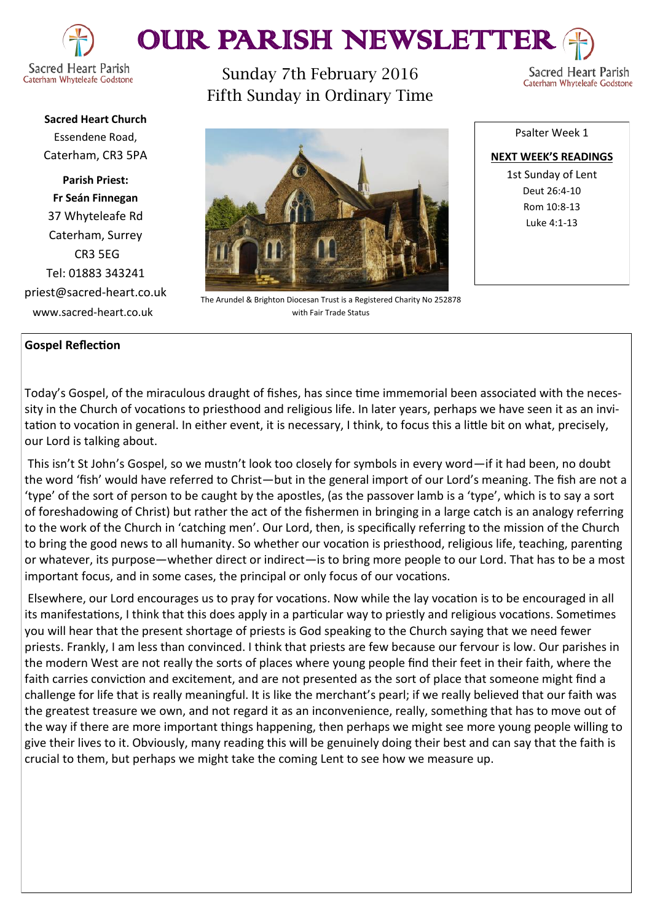# OUR PARISH NEWSLETTER

Sacred Heart Parish
Caterham Whyteleafe Godstone

Sunday 7th February 2016
Fifth Sunday in Ordinary Time

**Sacred Heart Church**
Essendene Road,
Caterham, CR3 5PA

**Parish Priest:**
**Fr Seán Finnegan**
37 Whyteleafe Rd
Caterham, Surrey
CR3 5EG
Tel: 01883 343241
priest@sacred-heart.co.uk
www.sacred-heart.co.uk

The Arundel & Brighton Diocesan Trust is a Registered Charity No 252878 with Fair Trade Status

Psalter Week 1

**NEXT WEEK'S READINGS**

1st Sunday of Lent
Deut 26:4-10
Rom 10:8-13
Luke 4:1-13

## Gospel Reflection

Today's Gospel, of the miraculous draught of fishes, has since time immemorial been associated with the necessity in the Church of vocations to priesthood and religious life. In later years, perhaps we have seen it as an invitation to vocation in general. In either event, it is necessary, I think, to focus this a little bit on what, precisely, our Lord is talking about.

This isn't St John's Gospel, so we mustn't look too closely for symbols in every word—if it had been, no doubt the word 'fish' would have referred to Christ—but in the general import of our Lord's meaning. The fish are not a 'type' of the sort of person to be caught by the apostles, (as the passover lamb is a 'type', which is to say a sort of foreshadowing of Christ) but rather the act of the fishermen in bringing in a large catch is an analogy referring to the work of the Church in 'catching men'. Our Lord, then, is specifically referring to the mission of the Church to bring the good news to all humanity. So whether our vocation is priesthood, religious life, teaching, parenting or whatever, its purpose—whether direct or indirect—is to bring more people to our Lord. That has to be a most important focus, and in some cases, the principal or only focus of our vocations.

Elsewhere, our Lord encourages us to pray for vocations. Now while the lay vocation is to be encouraged in all its manifestations, I think that this does apply in a particular way to priestly and religious vocations. Sometimes you will hear that the present shortage of priests is God speaking to the Church saying that we need fewer priests. Frankly, I am less than convinced. I think that priests are few because our fervour is low. Our parishes in the modern West are not really the sorts of places where young people find their feet in their faith, where the faith carries conviction and excitement, and are not presented as the sort of place that someone might find a challenge for life that is really meaningful. It is like the merchant's pearl; if we really believed that our faith was the greatest treasure we own, and not regard it as an inconvenience, really, something that has to move out of the way if there are more important things happening, then perhaps we might see more young people willing to give their lives to it. Obviously, many reading this will be genuinely doing their best and can say that the faith is crucial to them, but perhaps we might take the coming Lent to see how we measure up.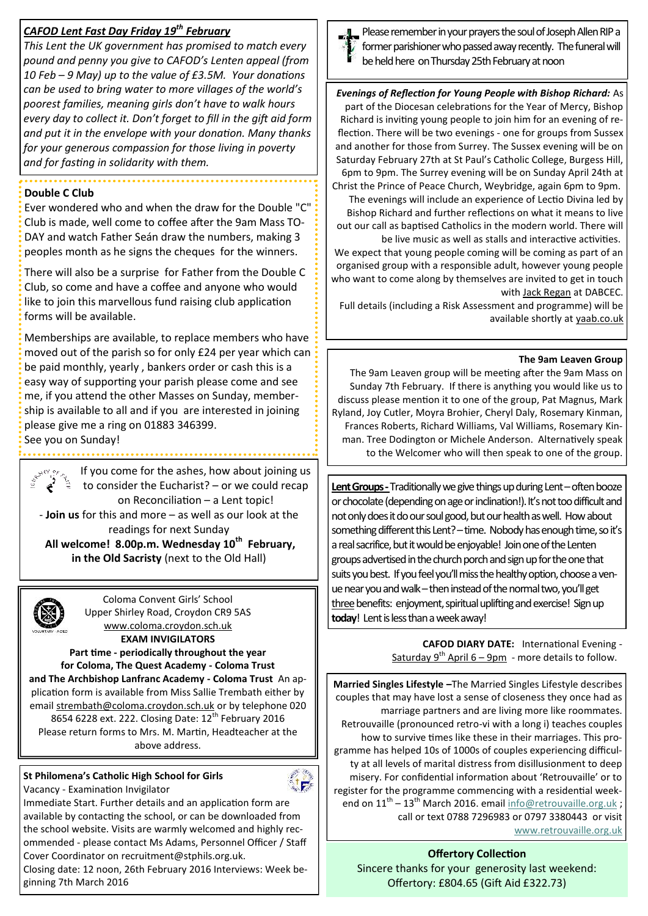### *CAFOD Lent Fast Day Friday 19th February*

*This Lent the UK government has promised to match every pound and penny you give to CAFOD's Lenten appeal (from 10 Feb – 9 May) up to the value of £3.5M. Your donations can be used to bring water to more villages of the world's poorest families, meaning girls don't have to walk hours every day to collect it. Don't forget to fill in the gift aid form and put it in the envelope with your donation. Many thanks for your generous compassion for those living in poverty and for fasting in solidarity with them.*

### Double C Club

Ever wondered who and when the draw for the Double "C" Club is made, well come to coffee after the 9am Mass TODAY and watch Father Seán draw the numbers, making 3 peoples month as he signs the cheques for the winners.

There will also be a surprise for Father from the Double C Club, so come and have a coffee and anyone who would like to join this marvellous fund raising club application forms will be available.

Memberships are available, to replace members who have moved out of the parish so for only £24 per year which can be paid monthly, yearly , bankers order or cash this is a easy way of supporting your parish please come and see me, if you attend the other Masses on Sunday, membership is available to all and if you are interested in joining please give me a ring on 01883 346399.

See you on Sunday!

If you come for the ashes, how about joining us to consider the Eucharist? – or we could recap on Reconciliation – a Lent topic!

- **Join us** for this and more – as well as our look at the readings for next Sunday

**All welcome! 8.00p.m. Wednesday 10th February, in the Old Sacristy** (next to the Old Hall)

Coloma Convent Girls' School
Upper Shirley Road, Croydon CR9 5AS
www.coloma.croydon.sch.uk

**EXAM INVIGILATORS**

**Part time - periodically throughout the year for Coloma, The Quest Academy - Coloma Trust and The Archbishop Lanfranc Academy - Coloma Trust** An application form is available from Miss Sallie Trembath either by email strembath@coloma.croydon.sch.uk or by telephone 020 8654 6228 ext. 222. Closing Date: 12th February 2016 Please return forms to Mrs. M. Martin, Headteacher at the above address.

### St Philomena's Catholic High School for Girls

Vacancy - Examination Invigilator

Immediate Start. Further details and an application form are available by contacting the school, or can be downloaded from the school website. Visits are warmly welcomed and highly recommended - please contact Ms Adams, Personnel Officer / Staff Cover Coordinator on recruitment@stphils.org.uk.

Closing date: 12 noon, 26th February 2016 Interviews: Week beginning 7th March 2016

Please remember in your prayers the soul of Joseph Allen RIP a former parishioner who passed away recently. The funeral will be held here on Thursday 25th February at noon

***Evenings of Reflection for Young People with Bishop Richard:*** As part of the Diocesan celebrations for the Year of Mercy, Bishop Richard is inviting young people to join him for an evening of reflection. There will be two evenings - one for groups from Sussex and another for those from Surrey. The Sussex evening will be on Saturday February 27th at St Paul's Catholic College, Burgess Hill, 6pm to 9pm. The Surrey evening will be on Sunday April 24th at Christ the Prince of Peace Church, Weybridge, again 6pm to 9pm. The evenings will include an experience of Lectio Divina led by Bishop Richard and further reflections on what it means to live out our call as baptised Catholics in the modern world. There will be live music as well as stalls and interactive activities.

We expect that young people coming will be coming as part of an organised group with a responsible adult, however young people who want to come along by themselves are invited to get in touch with Jack Regan at DABCEC.

Full details (including a Risk Assessment and programme) will be available shortly at yaab.co.uk

### The 9am Leaven Group

The 9am Leaven group will be meeting after the 9am Mass on Sunday 7th February. If there is anything you would like us to discuss please mention it to one of the group, Pat Magnus, Mark Ryland, Joy Cutler, Moyra Brohier, Cheryl Daly, Rosemary Kinman, Frances Roberts, Richard Williams, Val Williams, Rosemary Kinman. Tree Dodington or Michele Anderson. Alternatively speak to the Welcomer who will then speak to one of the group.

**Lent Groups -** Traditionally we give things up during Lent – often booze or chocolate (depending on age or inclination!). It's not too difficult and not only does it do our soul good, but our health as well. How about something different this Lent? – time. Nobody has enough time, so it's a real sacrifice, but it would be enjoyable! Join one of the Lenten groups advertised in the church porch and sign up for the one that suits you best. If you feel you'll miss the healthy option, choose a venue near you and walk – then instead of the normal two, you'll get three benefits: enjoyment, spiritual uplifting and exercise! Sign up **today**! Lent is less than a week away!

**CAFOD DIARY DATE:** International Evening - Saturday 9th April 6 – 9pm - more details to follow.

**Married Singles Lifestyle –**The Married Singles Lifestyle describes couples that may have lost a sense of closeness they once had as marriage partners and are living more like roommates. Retrouvaille (pronounced retro-vi with a long i) teaches couples how to survive times like these in their marriages. This programme has helped 10s of 1000s of couples experiencing difficulty at all levels of marital distress from disillusionment to deep misery. For confidential information about 'Retrouvaille' or to register for the programme commencing with a residential weekend on 11th – 13th March 2016. email info@retrouvaille.org.uk ; call or text 0788 7296983 or 0797 3380443 or visit www.retrouvaille.org.uk

### Offertory Collection

Sincere thanks for your generosity last weekend:
Offertory: £804.65 (Gift Aid £322.73)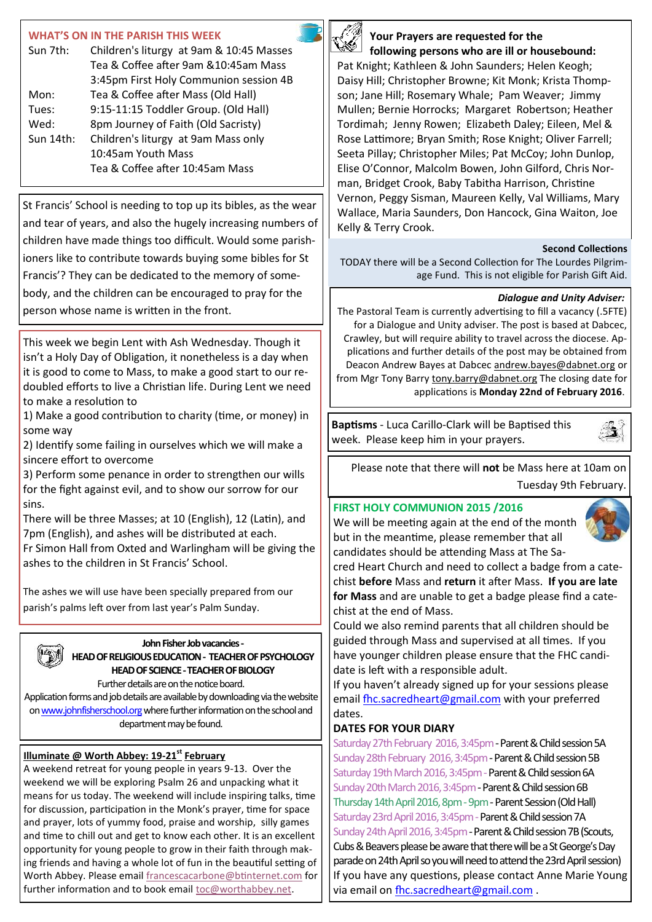## WHAT'S ON IN THE PARISH THIS WEEK

| | |
|---|---|
| Sun 7th: | Children's liturgy at 9am & 10:45 Masses |
| | Tea & Coffee after 9am &10:45am Mass |
| | 3:45pm First Holy Communion session 4B |
| Mon: | Tea & Coffee after Mass (Old Hall) |
| Tues: | 9:15-11:15 Toddler Group. (Old Hall) |
| Wed: | 8pm Journey of Faith (Old Sacristy) |
| Sun 14th: | Children's liturgy at 9am Mass only |
| | 10:45am Youth Mass |
| | Tea & Coffee after 10:45am Mass |

St Francis' School is needing to top up its bibles, as the wear and tear of years, and also the hugely increasing numbers of children have made things too difficult. Would some parishioners like to contribute towards buying some bibles for St Francis'? They can be dedicated to the memory of somebody, and the children can be encouraged to pray for the person whose name is written in the front.

This week we begin Lent with Ash Wednesday. Though it isn't a Holy Day of Obligation, it nonetheless is a day when it is good to come to Mass, to make a good start to our redoubled efforts to live a Christian life. During Lent we need to make a resolution to

1) Make a good contribution to charity (time, or money) in some way
2) Identify some failing in ourselves which we will make a sincere effort to overcome
3) Perform some penance in order to strengthen our wills for the fight against evil, and to show our sorrow for our sins.

There will be three Masses; at 10 (English), 12 (Latin), and 7pm (English), and ashes will be distributed at each.
Fr Simon Hall from Oxted and Warlingham will be giving the ashes to the children in St Francis' School.

The ashes we will use have been specially prepared from our parish's palms left over from last year's Palm Sunday.

**John Fisher Job vacancies -**
**HEAD OF RELIGIOUS EDUCATION - TEACHER OF PSYCHOLOGY**
**HEAD OF SCIENCE - TEACHER OF BIOLOGY**
Further details are on the notice board.
Application forms and job details are available by downloading via the website on www.johnfisherschool.org where further information on the school and department may be found.

**Illuminate @ Worth Abbey: 19-21st February**
A weekend retreat for young people in years 9-13. Over the weekend we will be exploring Psalm 26 and unpacking what it means for us today. The weekend will include inspiring talks, time for discussion, participation in the Monk's prayer, time for space and prayer, lots of yummy food, praise and worship, silly games and time to chill out and get to know each other. It is an excellent opportunity for young people to grow in their faith through making friends and having a whole lot of fun in the beautiful setting of Worth Abbey. Please email francescacarbone@btinternet.com for further information and to book email toc@worthabbey.net.

**Your Prayers are requested for the following persons who are ill or housebound:**
Pat Knight; Kathleen & John Saunders; Helen Keogh; Daisy Hill; Christopher Browne; Kit Monk; Krista Thompson; Jane Hill; Rosemary Whale; Pam Weaver; Jimmy Mullen; Bernie Horrocks; Margaret Robertson; Heather Tordimah; Jenny Rowen; Elizabeth Daley; Eileen, Mel & Rose Lattimore; Bryan Smith; Rose Knight; Oliver Farrell; Seeta Pillay; Christopher Miles; Pat McCoy; John Dunlop, Elise O'Connor, Malcolm Bowen, John Gilford, Chris Norman, Bridget Crook, Baby Tabitha Harrison, Christine Vernon, Peggy Sisman, Maureen Kelly, Val Williams, Mary Wallace, Maria Saunders, Don Hancock, Gina Waiton, Joe Kelly & Terry Crook.

**Second Collections**
TODAY there will be a Second Collection for The Lourdes Pilgrimage Fund. This is not eligible for Parish Gift Aid.

***Dialogue and Unity Adviser:***
The Pastoral Team is currently advertising to fill a vacancy (.5FTE) for a Dialogue and Unity adviser. The post is based at Dabcec, Crawley, but will require ability to travel across the diocese. Applications and further details of the post may be obtained from Deacon Andrew Bayes at Dabcec andrew.bayes@dabnet.org or from Mgr Tony Barry tony.barry@dabnet.org The closing date for applications is **Monday 22nd of February 2016**.

**Baptisms** - Luca Carillo-Clark will be Baptised this week. Please keep him in your prayers.

Please note that there will **not** be Mass here at 10am on Tuesday 9th February.

## FIRST HOLY COMMUNION 2015 /2016

We will be meeting again at the end of the month but in the meantime, please remember that all candidates should be attending Mass at The Sacred Heart Church and need to collect a badge from a catechist **before** Mass and **return** it after Mass. **If you are late for Mass** and are unable to get a badge please find a catechist at the end of Mass.

Could we also remind parents that all children should be guided through Mass and supervised at all times. If you have younger children please ensure that the FHC candidate is left with a responsible adult.

If you haven't already signed up for your sessions please email fhc.sacredheart@gmail.com with your preferred dates.

**DATES FOR YOUR DIARY**
Saturday 27th February 2016, 3:45pm - Parent & Child session 5A
Sunday 28th February 2016, 3:45pm - Parent & Child session 5B
Saturday 19th March 2016, 3:45pm - Parent & Child session 6A
Sunday 20th March 2016, 3:45pm - Parent & Child session 6B
Thursday 14th April 2016, 8pm - 9pm - Parent Session (Old Hall)
Saturday 23rd April 2016, 3:45pm - Parent & Child session 7A
Sunday 24th April 2016, 3:45pm - Parent & Child session 7B (Scouts, Cubs & Beavers please be aware that there will be a St George's Day parade on 24th April so you will need to attend the 23rd April session)

If you have any questions, please contact Anne Marie Young via email on fhc.sacredheart@gmail.com .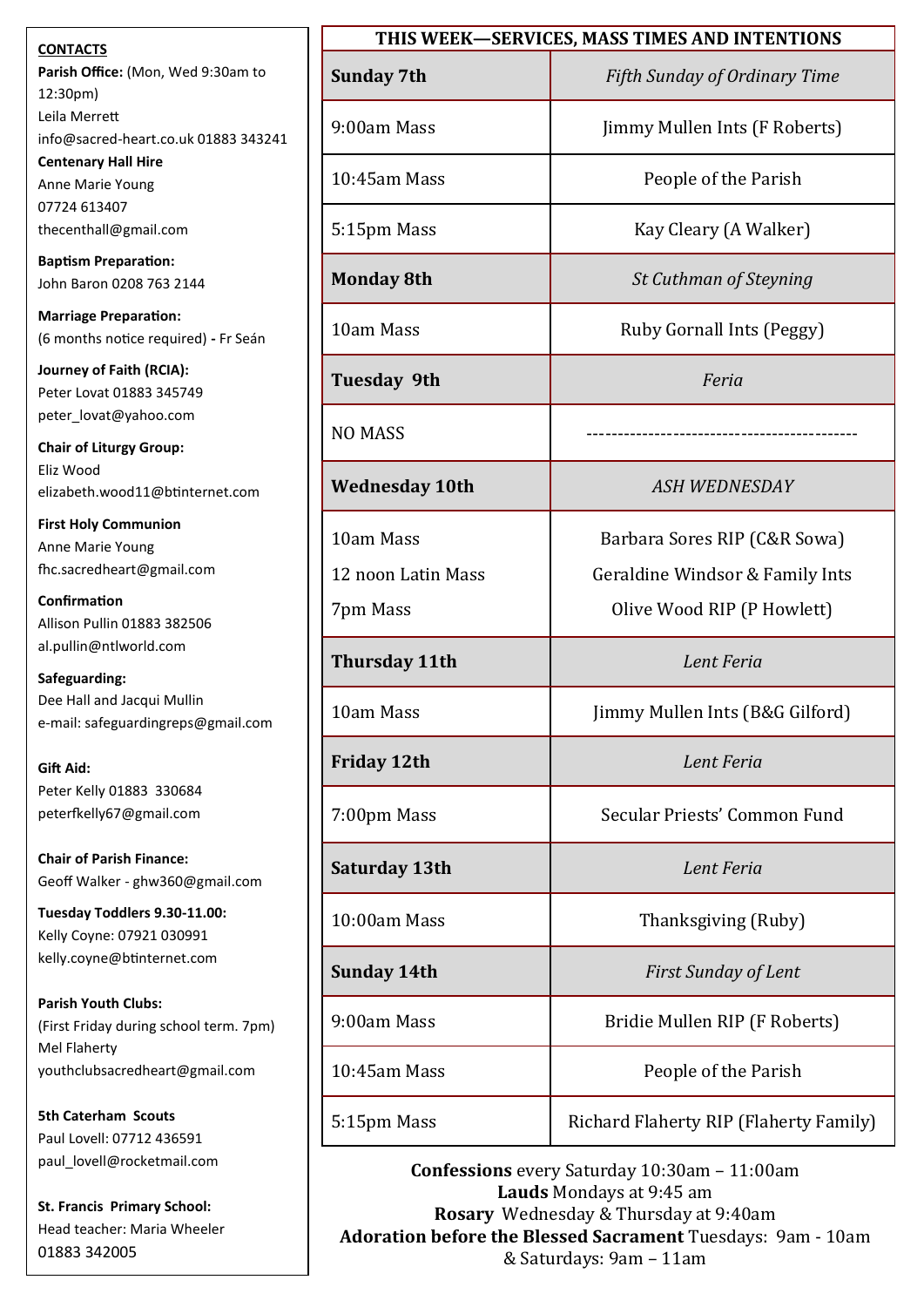## CONTACTS

**Parish Office:** (Mon, Wed 9:30am to 12:30pm)
Leila Merrett
info@sacred-heart.co.uk 01883 343241

**Centenary Hall Hire**
Anne Marie Young
07724 613407
thecenthall@gmail.com

**Baptism Preparation:**
John Baron 0208 763 2144

**Marriage Preparation:**
(6 months notice required) **-** Fr Seán

**Journey of Faith (RCIA):**
Peter Lovat 01883 345749
peter_lovat@yahoo.com

**Chair of Liturgy Group:**
Eliz Wood
elizabeth.wood11@btinternet.com

**First Holy Communion**
Anne Marie Young
fhc.sacredheart@gmail.com

**Confirmation**
Allison Pullin 01883 382506
al.pullin@ntlworld.com

**Safeguarding:**
Dee Hall and Jacqui Mullin
e-mail: safeguardingreps@gmail.com

**Gift Aid:**
Peter Kelly 01883 330684
peterfkelly67@gmail.com

**Chair of Parish Finance:**
Geoff Walker - ghw360@gmail.com

**Tuesday Toddlers 9.30-11.00:**
Kelly Coyne: 07921 030991
kelly.coyne@btinternet.com

**Parish Youth Clubs:**
(First Friday during school term. 7pm)
Mel Flaherty
youthclubsacredheart@gmail.com

**5th Caterham Scouts**
Paul Lovell: 07712 436591
paul_lovell@rocketmail.com

**St. Francis Primary School:**
Head teacher: Maria Wheeler
01883 342005

## THIS WEEK—SERVICES, MASS TIMES AND INTENTIONS

| | |
|---|---|
| **Sunday 7th** | *Fifth Sunday of Ordinary Time* |
| 9:00am Mass | Jimmy Mullen Ints (F Roberts) |
| 10:45am Mass | People of the Parish |
| 5:15pm Mass | Kay Cleary (A Walker) |
| **Monday 8th** | *St Cuthman of Steyning* |
| 10am Mass | Ruby Gornall Ints (Peggy) |
| **Tuesday 9th** | *Feria* |
| NO MASS | ------------------------------------------- |
| **Wednesday 10th** | *ASH WEDNESDAY* |
| 10am Mass<br>12 noon Latin Mass<br>7pm Mass | Barbara Sores RIP (C&R Sowa)<br>Geraldine Windsor & Family Ints<br>Olive Wood RIP (P Howlett) |
| **Thursday 11th** | *Lent Feria* |
| 10am Mass | Jimmy Mullen Ints (B&G Gilford) |
| **Friday 12th** | *Lent Feria* |
| 7:00pm Mass | Secular Priests' Common Fund |
| **Saturday 13th** | *Lent Feria* |
| 10:00am Mass | Thanksgiving (Ruby) |
| **Sunday 14th** | *First Sunday of Lent* |
| 9:00am Mass | Bridie Mullen RIP (F Roberts) |
| 10:45am Mass | People of the Parish |
| 5:15pm Mass | Richard Flaherty RIP (Flaherty Family) |

**Confessions** every Saturday 10:30am – 11:00am
**Lauds** Mondays at 9:45 am
**Rosary** Wednesday & Thursday at 9:40am
**Adoration before the Blessed Sacrament** Tuesdays: 9am - 10am & Saturdays: 9am – 11am